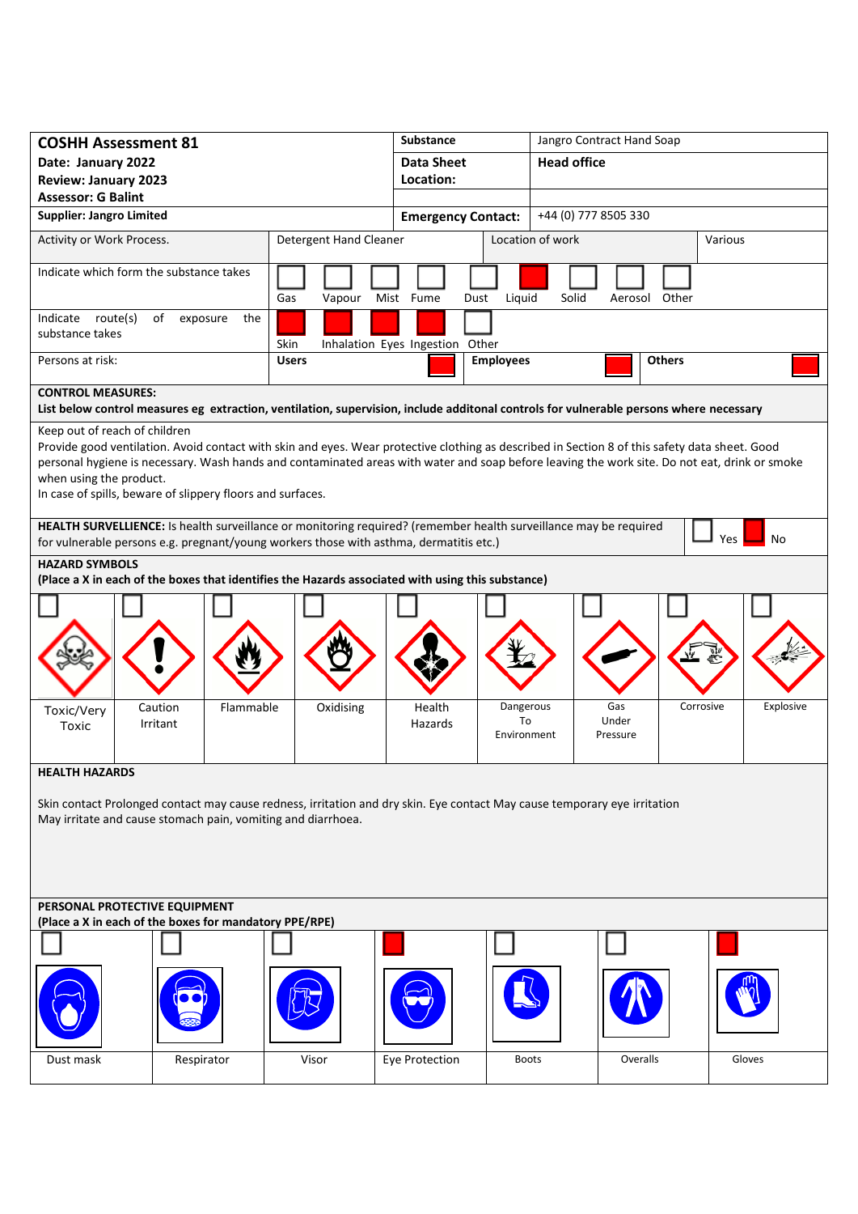| **COSHH Assessment 81**<br>**Date: January 2022**<br>**Review: January 2023**<br>**Assessor: G Balint** | **Substance** | Jangro Contract Hand Soap |
|---|---|---|
| | **Data Sheet Location:** | **Head office** |
| **Supplier: Jangro Limited** | **Emergency Contact:** | +44 (0) 777 8505 330 |

| Activity or Work Process. | Detergent Hand Cleaner | Location of work | Various |
|---|---|---|---|

**Indicate which form the substance takes**

| Gas | Vapour | Mist | Fume | Dust | Liquid | Solid | Aerosol | Other |
|---|---|---|---|---|---|---|---|---|
| ☐ | ☐ | ☐ | ☐ | ☐ | ■ | ☐ | ☐ | ☐ |

**Indicate route(s) of exposure the substance takes**

| Skin | Inhalation | Eyes | Ingestion | Other |
|---|---|---|---|---|
| ■ | ■ | ■ | ■ | ☐ |

**Persons at risk:**

| Users | Employees | Others |
|---|---|---|
| ■ | ■ | ■ |

**CONTROL MEASURES:**
**List below control measures eg extraction, ventilation, supervision, include additonal controls for vulnerable persons where necessary**

Keep out of reach of children
Provide good ventilation. Avoid contact with skin and eyes. Wear protective clothing as described in Section 8 of this safety data sheet. Good personal hygiene is necessary. Wash hands and contaminated areas with water and soap before leaving the work site. Do not eat, drink or smoke when using the product.
In case of spills, beware of slippery floors and surfaces.

**HEALTH SURVELLIENCE:** Is health surveillance or monitoring required? (remember health surveillance may be required for vulnerable persons e.g. pregnant/young workers those with asthma, dermatitis etc.)

☐ Yes ■ No

**HAZARD SYMBOLS**
**(Place a X in each of the boxes that identifies the Hazards associated with using this substance)**

| Toxic/Very Toxic | Caution Irritant | Flammable | Oxidising | Health Hazards | Dangerous To Environment | Gas Under Pressure | Corrosive | Explosive |
|---|---|---|---|---|---|---|---|---|
| ☐ | ☐ | ☐ | ☐ | ☐ | ☐ | ☐ | ☐ | ☐ |

**HEALTH HAZARDS**

Skin contact Prolonged contact may cause redness, irritation and dry skin. Eye contact May cause temporary eye irritation
May irritate and cause stomach pain, vomiting and diarrhoea.

**PERSONAL PROTECTIVE EQUIPMENT**
**(Place a X in each of the boxes for mandatory PPE/RPE)**

| Dust mask | Respirator | Visor | Eye Protection | Boots | Overalls | Gloves |
|---|---|---|---|---|---|---|
| ☐ | ☐ | ☐ | ■ | ☐ | ☐ | ■ |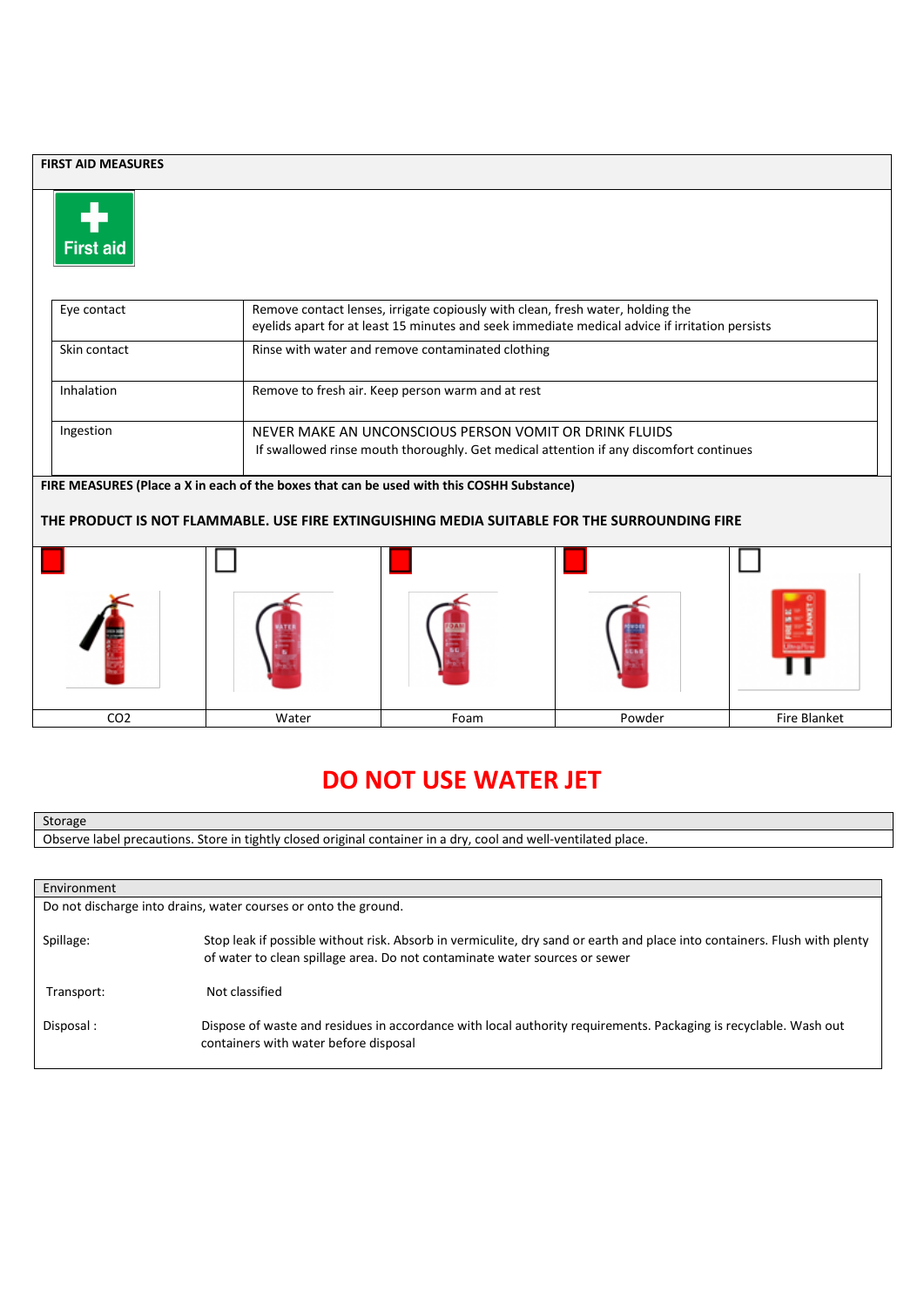## FIRST AID MEASURES

First aid

| | |
|---|---|
| Eye contact | Remove contact lenses, irrigate copiously with clean, fresh water, holding the eyelids apart for at least 15 minutes and seek immediate medical advice if irritation persists |
| Skin contact | Rinse with water and remove contaminated clothing |
| Inhalation | Remove to fresh air. Keep person warm and at rest |
| Ingestion | NEVER MAKE AN UNCONSCIOUS PERSON VOMIT OR DRINK FLUIDS<br>If swallowed rinse mouth thoroughly. Get medical attention if any discomfort continues |

## FIRE MEASURES (Place a X in each of the boxes that can be used with this COSHH Substance)

**THE PRODUCT IS NOT FLAMMABLE. USE FIRE EXTINGUISHING MEDIA SUITABLE FOR THE SURROUNDING FIRE**

| $CO_2$ | Water | Foam | Powder | Fire Blanket |
|---|---|---|---|---|
| ■ | ☐ | ■ | ■ | ☐ |

# DO NOT USE WATER JET

| Storage |
|---|
| Observe label precautions. Store in tightly closed original container in a dry, cool and well-ventilated place. |

**Environment**

Do not discharge into drains, water courses or onto the ground.

| | |
|---|---|
| Spillage: | Stop leak if possible without risk. Absorb in vermiculite, dry sand or earth and place into containers. Flush with plenty of water to clean spillage area. Do not contaminate water sources or sewer |
| Transport: | Not classified |
| Disposal : | Dispose of waste and residues in accordance with local authority requirements. Packaging is recyclable. Wash out containers with water before disposal |